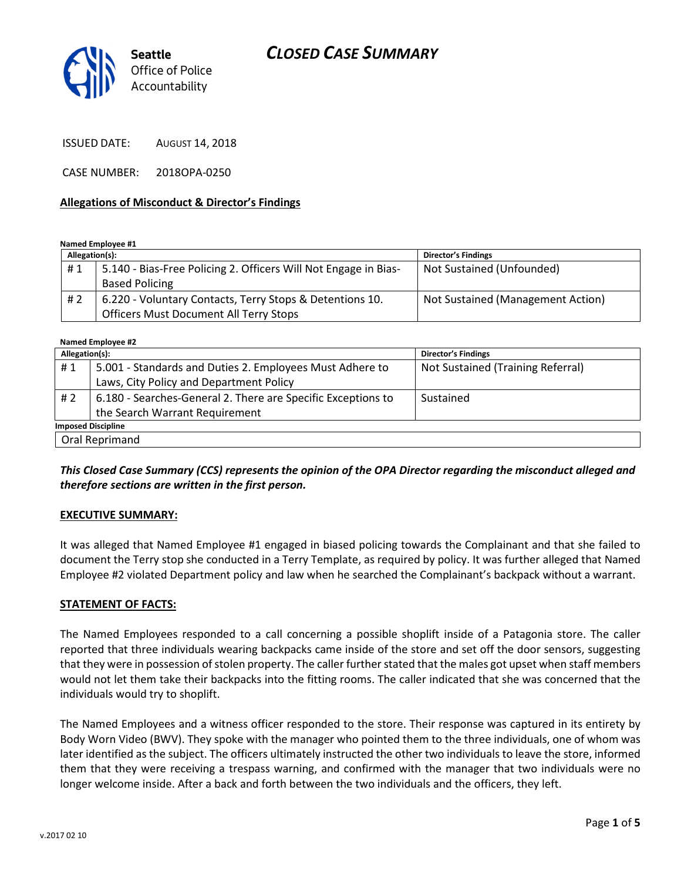Seattle Office of Police Accountability

# CLOSED CASE SUMMARY

ISSUED DATE: AUGUST 14, 2018

CASE NUMBER: 2018OPA-0250

## Allegations of Misconduct & Director's Findings

**Named Employee #1**

| Allegation(s): | | Director's Findings |
|---|---|---|
| # 1 | 5.140 - Bias-Free Policing 2. Officers Will Not Engage in Bias-Based Policing | Not Sustained (Unfounded) |
| # 2 | 6.220 - Voluntary Contacts, Terry Stops & Detentions 10. Officers Must Document All Terry Stops | Not Sustained (Management Action) |

**Named Employee #2**

| Allegation(s): | | Director's Findings |
|---|---|---|
| # 1 | 5.001 - Standards and Duties 2. Employees Must Adhere to Laws, City Policy and Department Policy | Not Sustained (Training Referral) |
| # 2 | 6.180 - Searches-General 2. There are Specific Exceptions to the Search Warrant Requirement | Sustained |
| **Imposed Discipline** | | |
| Oral Reprimand | | |

***This Closed Case Summary (CCS) represents the opinion of the OPA Director regarding the misconduct alleged and therefore sections are written in the first person.***

### EXECUTIVE SUMMARY:

It was alleged that Named Employee #1 engaged in biased policing towards the Complainant and that she failed to document the Terry stop she conducted in a Terry Template, as required by policy. It was further alleged that Named Employee #2 violated Department policy and law when he searched the Complainant's backpack without a warrant.

### STATEMENT OF FACTS:

The Named Employees responded to a call concerning a possible shoplift inside of a Patagonia store. The caller reported that three individuals wearing backpacks came inside of the store and set off the door sensors, suggesting that they were in possession of stolen property. The caller further stated that the males got upset when staff members would not let them take their backpacks into the fitting rooms. The caller indicated that she was concerned that the individuals would try to shoplift.

The Named Employees and a witness officer responded to the store. Their response was captured in its entirety by Body Worn Video (BWV). They spoke with the manager who pointed them to the three individuals, one of whom was later identified as the subject. The officers ultimately instructed the other two individuals to leave the store, informed them that they were receiving a trespass warning, and confirmed with the manager that two individuals were no longer welcome inside. After a back and forth between the two individuals and the officers, they left.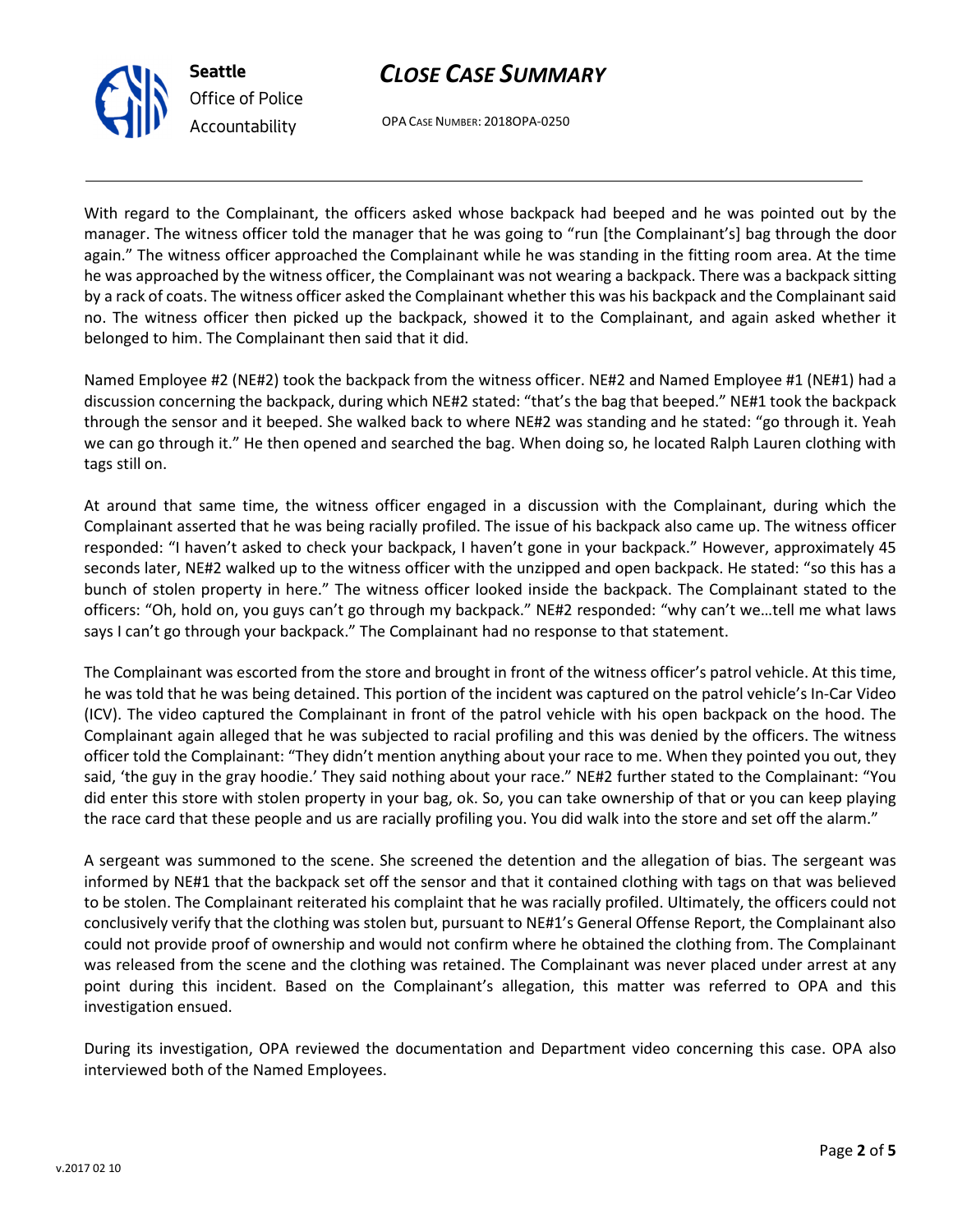With regard to the Complainant, the officers asked whose backpack had beeped and he was pointed out by the manager. The witness officer told the manager that he was going to "run [the Complainant's] bag through the door again." The witness officer approached the Complainant while he was standing in the fitting room area. At the time he was approached by the witness officer, the Complainant was not wearing a backpack. There was a backpack sitting by a rack of coats. The witness officer asked the Complainant whether this was his backpack and the Complainant said no. The witness officer then picked up the backpack, showed it to the Complainant, and again asked whether it belonged to him. The Complainant then said that it did.

Named Employee #2 (NE#2) took the backpack from the witness officer. NE#2 and Named Employee #1 (NE#1) had a discussion concerning the backpack, during which NE#2 stated: "that's the bag that beeped." NE#1 took the backpack through the sensor and it beeped. She walked back to where NE#2 was standing and he stated: "go through it. Yeah we can go through it." He then opened and searched the bag. When doing so, he located Ralph Lauren clothing with tags still on.

At around that same time, the witness officer engaged in a discussion with the Complainant, during which the Complainant asserted that he was being racially profiled. The issue of his backpack also came up. The witness officer responded: "I haven't asked to check your backpack, I haven't gone in your backpack." However, approximately 45 seconds later, NE#2 walked up to the witness officer with the unzipped and open backpack. He stated: "so this has a bunch of stolen property in here." The witness officer looked inside the backpack. The Complainant stated to the officers: "Oh, hold on, you guys can't go through my backpack." NE#2 responded: "why can't we…tell me what laws says I can't go through your backpack." The Complainant had no response to that statement.

The Complainant was escorted from the store and brought in front of the witness officer's patrol vehicle. At this time, he was told that he was being detained. This portion of the incident was captured on the patrol vehicle's In-Car Video (ICV). The video captured the Complainant in front of the patrol vehicle with his open backpack on the hood. The Complainant again alleged that he was subjected to racial profiling and this was denied by the officers. The witness officer told the Complainant: "They didn't mention anything about your race to me. When they pointed you out, they said, 'the guy in the gray hoodie.' They said nothing about your race." NE#2 further stated to the Complainant: "You did enter this store with stolen property in your bag, ok. So, you can take ownership of that or you can keep playing the race card that these people and us are racially profiling you. You did walk into the store and set off the alarm."

A sergeant was summoned to the scene. She screened the detention and the allegation of bias. The sergeant was informed by NE#1 that the backpack set off the sensor and that it contained clothing with tags on that was believed to be stolen. The Complainant reiterated his complaint that he was racially profiled. Ultimately, the officers could not conclusively verify that the clothing was stolen but, pursuant to NE#1's General Offense Report, the Complainant also could not provide proof of ownership and would not confirm where he obtained the clothing from. The Complainant was released from the scene and the clothing was retained. The Complainant was never placed under arrest at any point during this incident. Based on the Complainant's allegation, this matter was referred to OPA and this investigation ensued.

During its investigation, OPA reviewed the documentation and Department video concerning this case. OPA also interviewed both of the Named Employees.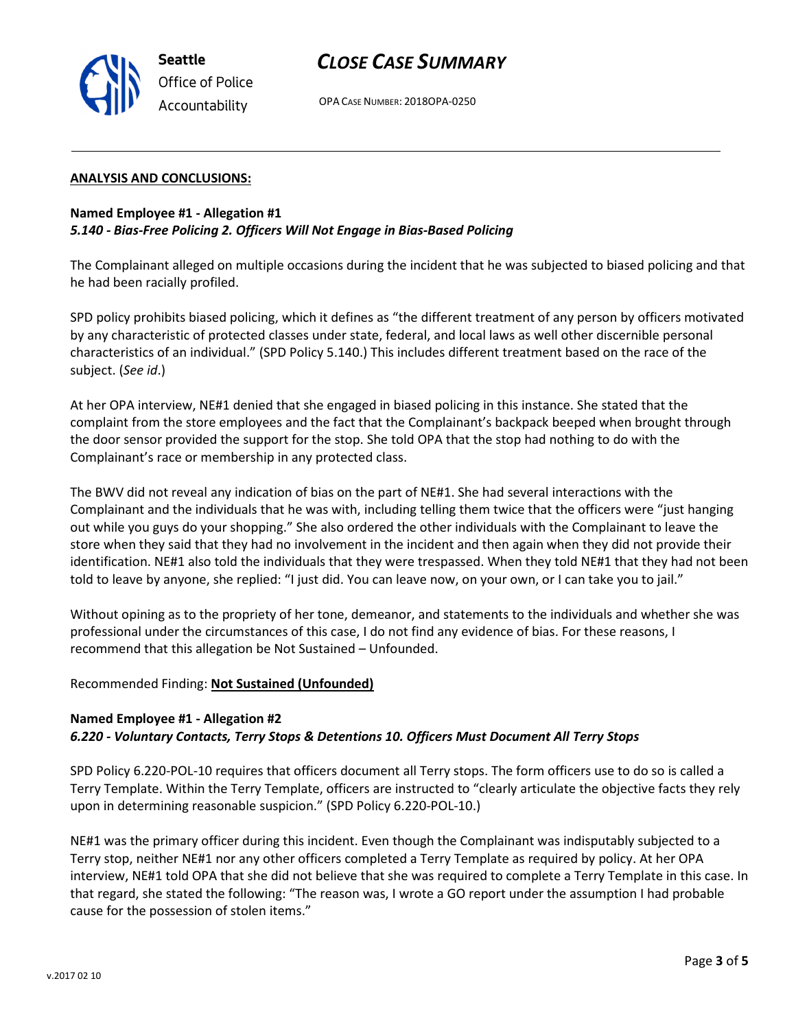**ANALYSIS AND CONCLUSIONS:**

**Named Employee #1 - Allegation #1**
***5.140 - Bias-Free Policing 2. Officers Will Not Engage in Bias-Based Policing***

The Complainant alleged on multiple occasions during the incident that he was subjected to biased policing and that he had been racially profiled.

SPD policy prohibits biased policing, which it defines as "the different treatment of any person by officers motivated by any characteristic of protected classes under state, federal, and local laws as well other discernible personal characteristics of an individual." (SPD Policy 5.140.) This includes different treatment based on the race of the subject. (*See id*.)

At her OPA interview, NE#1 denied that she engaged in biased policing in this instance. She stated that the complaint from the store employees and the fact that the Complainant's backpack beeped when brought through the door sensor provided the support for the stop. She told OPA that the stop had nothing to do with the Complainant's race or membership in any protected class.

The BWV did not reveal any indication of bias on the part of NE#1. She had several interactions with the Complainant and the individuals that he was with, including telling them twice that the officers were "just hanging out while you guys do your shopping." She also ordered the other individuals with the Complainant to leave the store when they said that they had no involvement in the incident and then again when they did not provide their identification. NE#1 also told the individuals that they were trespassed. When they told NE#1 that they had not been told to leave by anyone, she replied: "I just did. You can leave now, on your own, or I can take you to jail."

Without opining as to the propriety of her tone, demeanor, and statements to the individuals and whether she was professional under the circumstances of this case, I do not find any evidence of bias. For these reasons, I recommend that this allegation be Not Sustained – Unfounded.

Recommended Finding: **Not Sustained (Unfounded)**

**Named Employee #1 - Allegation #2**
***6.220 - Voluntary Contacts, Terry Stops & Detentions 10. Officers Must Document All Terry Stops***

SPD Policy 6.220-POL-10 requires that officers document all Terry stops. The form officers use to do so is called a Terry Template. Within the Terry Template, officers are instructed to "clearly articulate the objective facts they rely upon in determining reasonable suspicion." (SPD Policy 6.220-POL-10.)

NE#1 was the primary officer during this incident. Even though the Complainant was indisputably subjected to a Terry stop, neither NE#1 nor any other officers completed a Terry Template as required by policy. At her OPA interview, NE#1 told OPA that she did not believe that she was required to complete a Terry Template in this case. In that regard, she stated the following: "The reason was, I wrote a GO report under the assumption I had probable cause for the possession of stolen items."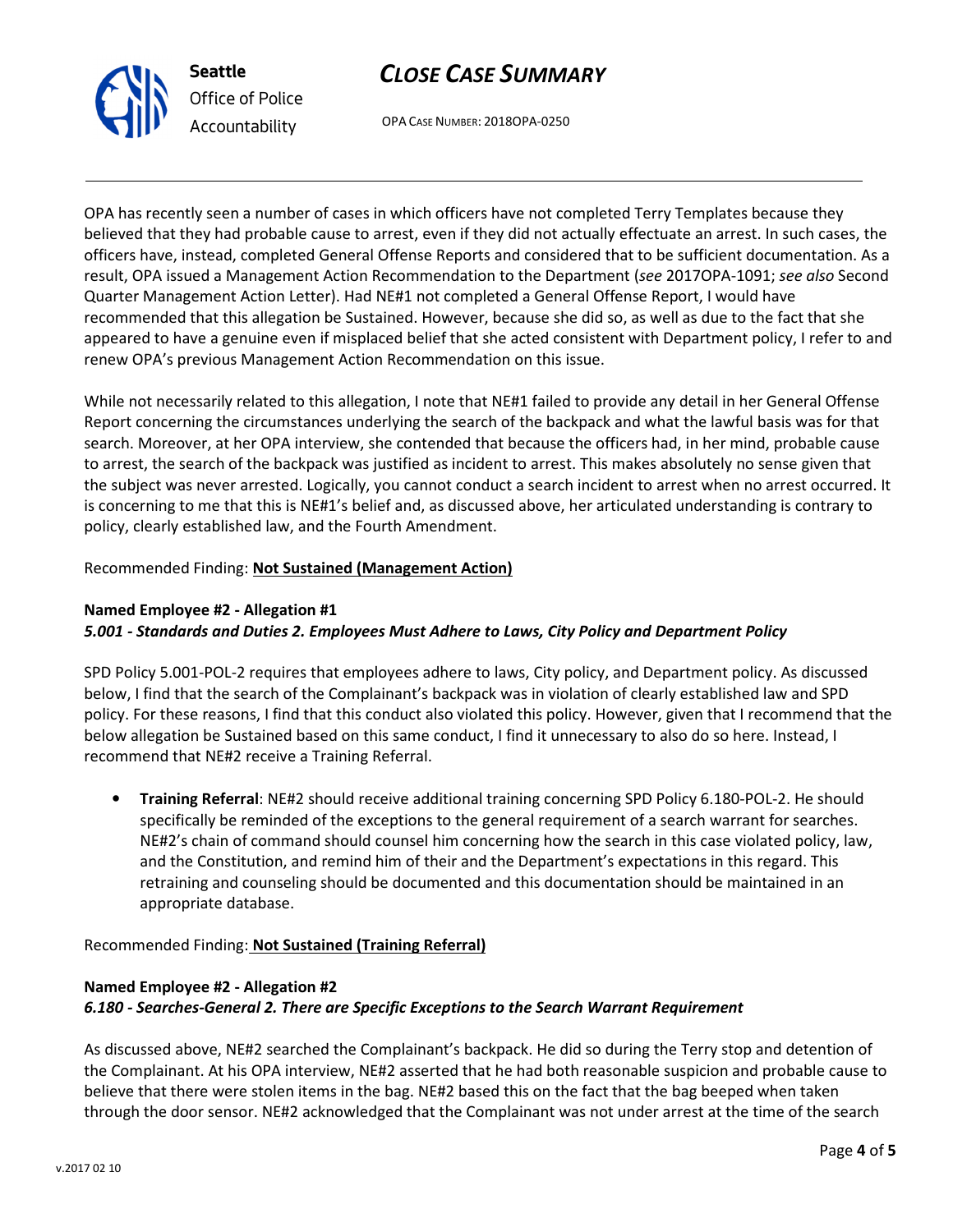OPA has recently seen a number of cases in which officers have not completed Terry Templates because they believed that they had probable cause to arrest, even if they did not actually effectuate an arrest. In such cases, the officers have, instead, completed General Offense Reports and considered that to be sufficient documentation. As a result, OPA issued a Management Action Recommendation to the Department (*see* 2017OPA-1091; *see also* Second Quarter Management Action Letter). Had NE#1 not completed a General Offense Report, I would have recommended that this allegation be Sustained. However, because she did so, as well as due to the fact that she appeared to have a genuine even if misplaced belief that she acted consistent with Department policy, I refer to and renew OPA's previous Management Action Recommendation on this issue.

While not necessarily related to this allegation, I note that NE#1 failed to provide any detail in her General Offense Report concerning the circumstances underlying the search of the backpack and what the lawful basis was for that search. Moreover, at her OPA interview, she contended that because the officers had, in her mind, probable cause to arrest, the search of the backpack was justified as incident to arrest. This makes absolutely no sense given that the subject was never arrested. Logically, you cannot conduct a search incident to arrest when no arrest occurred. It is concerning to me that this is NE#1's belief and, as discussed above, her articulated understanding is contrary to policy, clearly established law, and the Fourth Amendment.

Recommended Finding: **Not Sustained (Management Action)**

**Named Employee #2 - Allegation #1**
***5.001 - Standards and Duties 2. Employees Must Adhere to Laws, City Policy and Department Policy***

SPD Policy 5.001-POL-2 requires that employees adhere to laws, City policy, and Department policy. As discussed below, I find that the search of the Complainant's backpack was in violation of clearly established law and SPD policy. For these reasons, I find that this conduct also violated this policy. However, given that I recommend that the below allegation be Sustained based on this same conduct, I find it unnecessary to also do so here. Instead, I recommend that NE#2 receive a Training Referral.

- **Training Referral**: NE#2 should receive additional training concerning SPD Policy 6.180-POL-2. He should specifically be reminded of the exceptions to the general requirement of a search warrant for searches. NE#2's chain of command should counsel him concerning how the search in this case violated policy, law, and the Constitution, and remind him of their and the Department's expectations in this regard. This retraining and counseling should be documented and this documentation should be maintained in an appropriate database.

Recommended Finding: **Not Sustained (Training Referral)**

**Named Employee #2 - Allegation #2**
***6.180 - Searches-General 2. There are Specific Exceptions to the Search Warrant Requirement***

As discussed above, NE#2 searched the Complainant's backpack. He did so during the Terry stop and detention of the Complainant. At his OPA interview, NE#2 asserted that he had both reasonable suspicion and probable cause to believe that there were stolen items in the bag. NE#2 based this on the fact that the bag beeped when taken through the door sensor. NE#2 acknowledged that the Complainant was not under arrest at the time of the search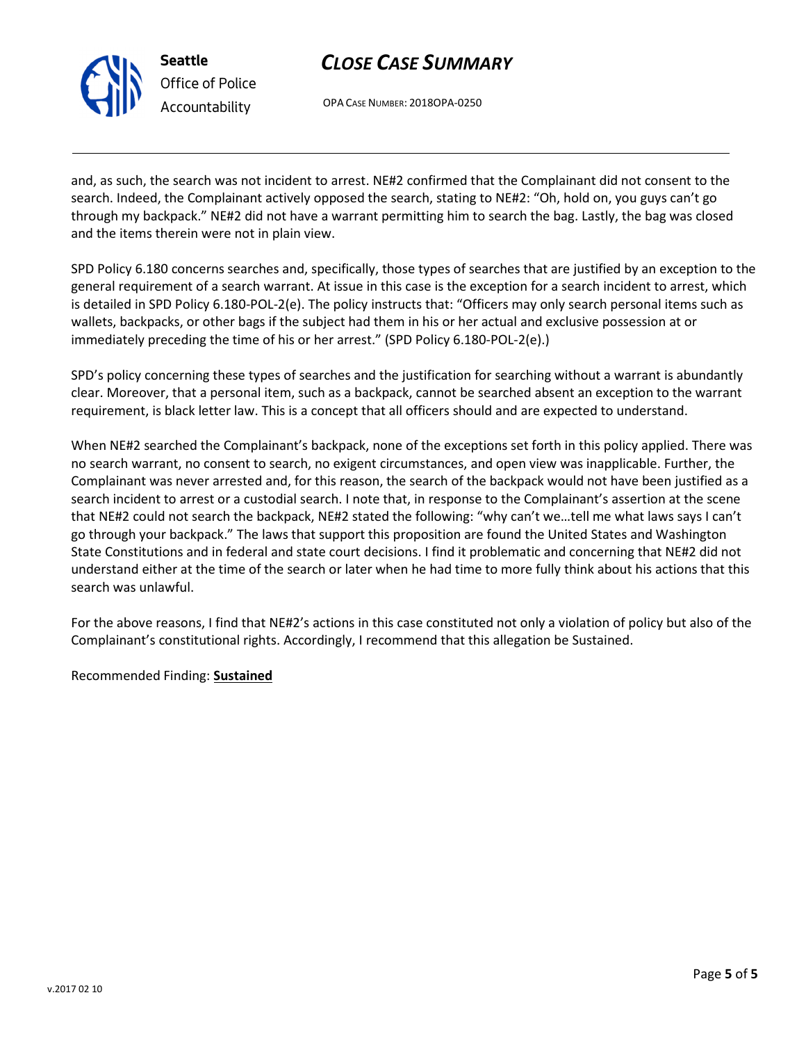and, as such, the search was not incident to arrest. NE#2 confirmed that the Complainant did not consent to the search. Indeed, the Complainant actively opposed the search, stating to NE#2: "Oh, hold on, you guys can't go through my backpack." NE#2 did not have a warrant permitting him to search the bag. Lastly, the bag was closed and the items therein were not in plain view.

SPD Policy 6.180 concerns searches and, specifically, those types of searches that are justified by an exception to the general requirement of a search warrant. At issue in this case is the exception for a search incident to arrest, which is detailed in SPD Policy 6.180-POL-2(e). The policy instructs that: "Officers may only search personal items such as wallets, backpacks, or other bags if the subject had them in his or her actual and exclusive possession at or immediately preceding the time of his or her arrest." (SPD Policy 6.180-POL-2(e).)

SPD's policy concerning these types of searches and the justification for searching without a warrant is abundantly clear. Moreover, that a personal item, such as a backpack, cannot be searched absent an exception to the warrant requirement, is black letter law. This is a concept that all officers should and are expected to understand.

When NE#2 searched the Complainant's backpack, none of the exceptions set forth in this policy applied. There was no search warrant, no consent to search, no exigent circumstances, and open view was inapplicable. Further, the Complainant was never arrested and, for this reason, the search of the backpack would not have been justified as a search incident to arrest or a custodial search. I note that, in response to the Complainant's assertion at the scene that NE#2 could not search the backpack, NE#2 stated the following: "why can't we…tell me what laws says I can't go through your backpack." The laws that support this proposition are found the United States and Washington State Constitutions and in federal and state court decisions. I find it problematic and concerning that NE#2 did not understand either at the time of the search or later when he had time to more fully think about his actions that this search was unlawful.

For the above reasons, I find that NE#2's actions in this case constituted not only a violation of policy but also of the Complainant's constitutional rights. Accordingly, I recommend that this allegation be Sustained.

Recommended Finding: **Sustained**